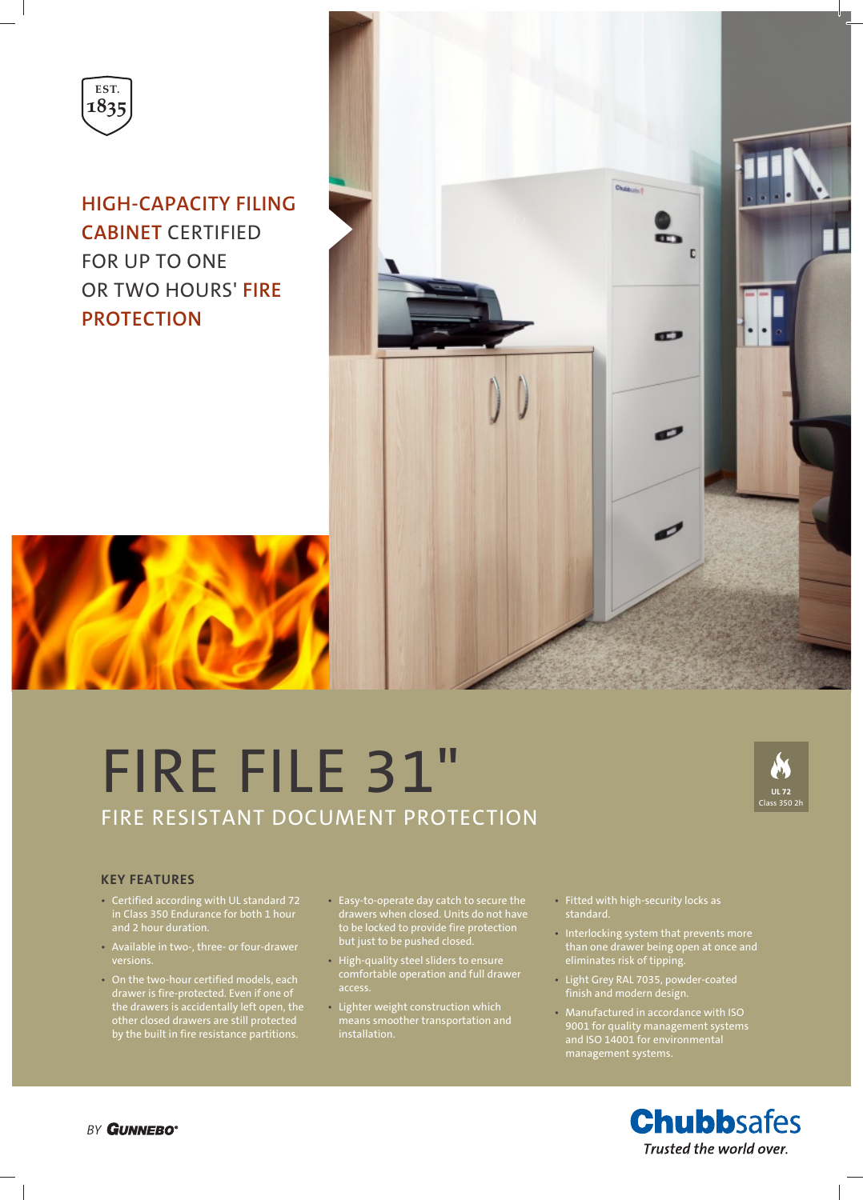EST. 1835

HIGH-CAPACITY FILING CABINET CERTIFIED FOR UP TO ONE OR TWO HOURS' FIRE PROTECTION

# FIRE FILE 31"

## FIRE RESISTANT DOCUMENT PROTECTION

UL 72
Class 350 2h

### KEY FEATURES

- Certified according with UL standard 72 in Class 350 Endurance for both 1 hour and 2 hour duration.
- Available in two-, three- or four-drawer versions.
- On the two-hour certified models, each drawer is fire-protected. Even if one of the drawers is accidentally left open, the other closed drawers are still protected by the built in fire resistance partitions.
- Easy-to-operate day catch to secure the drawers when closed. Units do not have to be locked to provide fire protection but just to be pushed closed.
- High-quality steel sliders to ensure comfortable operation and full drawer access.
- Lighter weight construction which means smoother transportation and installation.
- Fitted with high-security locks as standard.
- Interlocking system that prevents more than one drawer being open at once and eliminates risk of tipping.
- Light Grey RAL 7035, powder-coated finish and modern design.
- Manufactured in accordance with ISO 9001 for quality management systems and ISO 14001 for environmental management systems.

BY GUNNEBO®

**Chubbsafes**
*Trusted the world over.*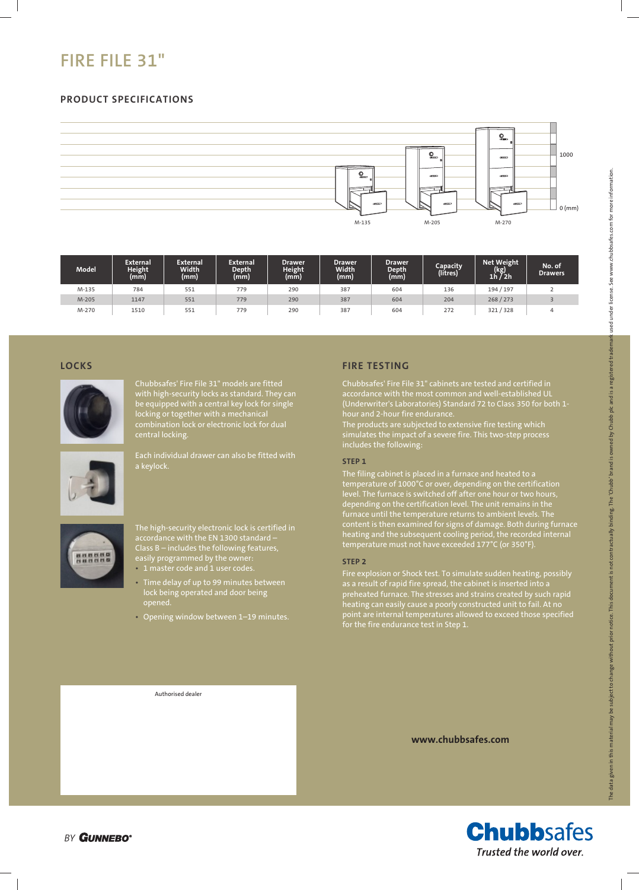# FIRE FILE 31"

## PRODUCT SPECIFICATIONS

1000

0 (mm)

M-135

M-205

M-270

| Model | External Height (mm) | External Width (mm) | External Depth (mm) | Drawer Height (mm) | Drawer Width (mm) | Drawer Depth (mm) | Capacity (litres) | Net Weight (kg) 1h / 2h | No. of Drawers |
|---|---|---|---|---|---|---|---|---|---|
| M-135 | 784 | 551 | 779 | 290 | 387 | 604 | 136 | 194 / 197 | 2 |
| M-205 | 1147 | 551 | 779 | 290 | 387 | 604 | 204 | 268 / 273 | 3 |
| M-270 | 1510 | 551 | 779 | 290 | 387 | 604 | 272 | 321 / 328 | 4 |

## LOCKS

Chubbsafes' Fire File 31" models are fitted with high-security locks as standard. They can be equipped with a central key lock for single locking or together with a mechanical combination lock or electronic lock for dual central locking.

Each individual drawer can also be fitted with a keylock.

The high-security electronic lock is certified in accordance with the EN 1300 standard – Class B – includes the following features, easily programmed by the owner:

- 1 master code and 1 user codes.
- Time delay of up to 99 minutes between lock being operated and door being opened.
- Opening window between 1–19 minutes.

## FIRE TESTING

Chubbsafes' Fire File 31" cabinets are tested and certified in accordance with the most common and well-established UL (Underwriter's Laboratories) Standard 72 to Class 350 for both 1-hour and 2-hour fire endurance.

The products are subjected to extensive fire testing which simulates the impact of a severe fire. This two-step process includes the following:

### STEP 1

The filing cabinet is placed in a furnace and heated to a temperature of 1000°C or over, depending on the certification level. The furnace is switched off after one hour or two hours, depending on the certification level. The unit remains in the furnace until the temperature returns to ambient levels. The content is then examined for signs of damage. Both during furnace heating and the subsequent cooling period, the recorded internal temperature must not have exceeded 177°C (or 350°F).

### STEP 2

Fire explosion or Shock test. To simulate sudden heating, possibly as a result of rapid fire spread, the cabinet is inserted into a preheated furnace. The stresses and strains created by such rapid heating can easily cause a poorly constructed unit to fail. At no point are internal temperatures allowed to exceed those specified for the fire endurance test in Step 1.

Authorised dealer

**www.chubbsafes.com**

The data given in this material may be subject to change without prior notice. This document is not contractually binding. The 'Chubb' brand is owned by Chubb plc and is a registered trademark used under license. See www.chubbsafes.com for more information.

BY GUNNEBO

Chubbsafes

*Trusted the world over.*